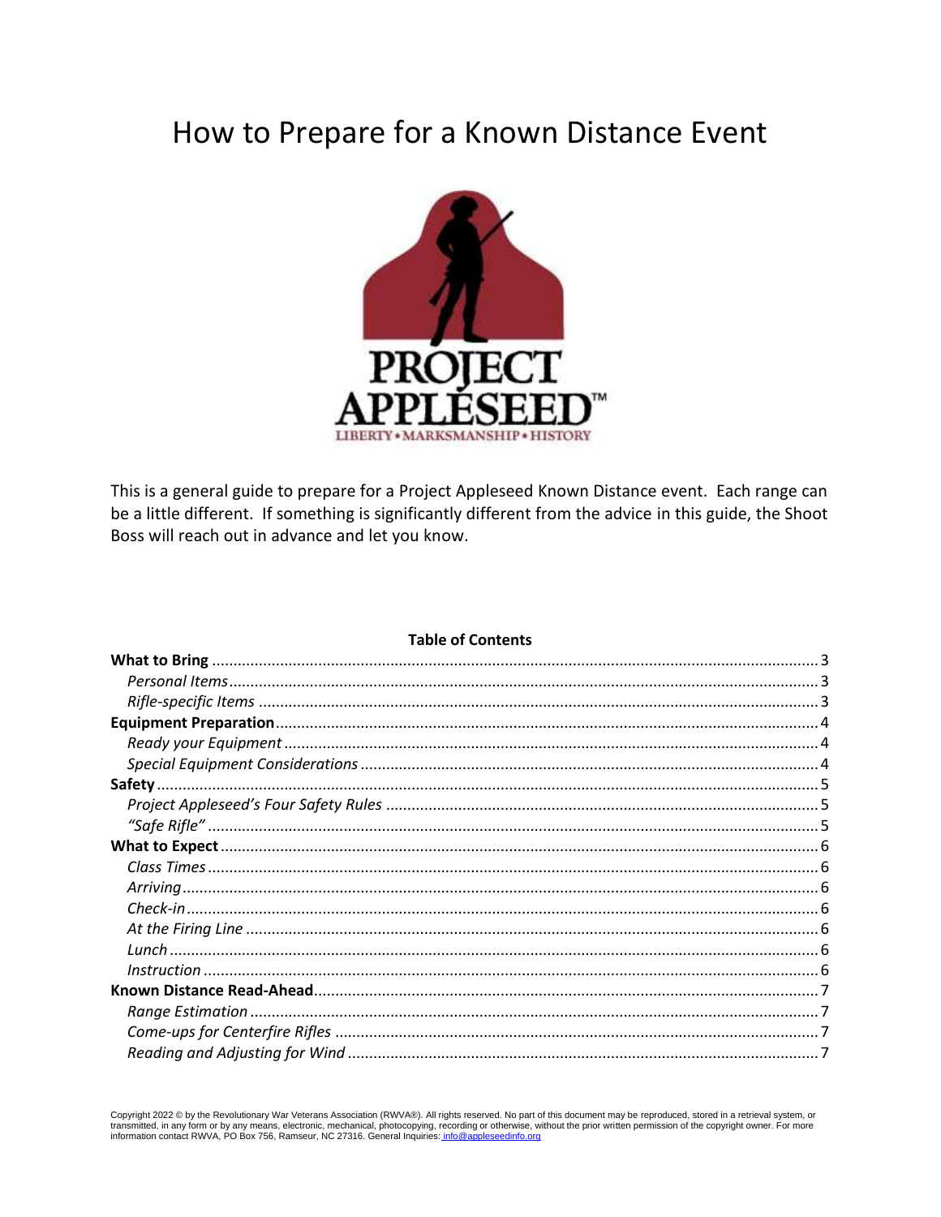# How to Prepare for a Known Distance Event

This is a general guide to prepare for a Project Appleseed Known Distance event. Each range can be a little different. If something is significantly different from the advice in this guide, the Shoot Boss will reach out in advance and let you know.

**Table of Contents**

| | |
|---|---|
| **What to Bring** | 3 |
| *Personal Items* | 3 |
| *Rifle-specific Items* | 3 |
| **Equipment Preparation** | 4 |
| *Ready your Equipment* | 4 |
| *Special Equipment Considerations* | 4 |
| **Safety** | 5 |
| *Project Appleseed's Four Safety Rules* | 5 |
| *"Safe Rifle"* | 5 |
| **What to Expect** | 6 |
| *Class Times* | 6 |
| *Arriving* | 6 |
| *Check-in* | 6 |
| *At the Firing Line* | 6 |
| *Lunch* | 6 |
| *Instruction* | 6 |
| **Known Distance Read-Ahead** | 7 |
| *Range Estimation* | 7 |
| *Come-ups for Centerfire Rifles* | 7 |
| *Reading and Adjusting for Wind* | 7 |

Copyright 2022 © by the Revolutionary War Veterans Association (RWVA®). All rights reserved. No part of this document may be reproduced, stored in a retrieval system, or transmitted, in any form or by any means, electronic, mechanical, photocopying, recording or otherwise, without the prior written permission of the copyright owner. For more information contact RWVA, PO Box 756, Ramseur, NC 27316. General Inquiries: info@appleseedinfo.org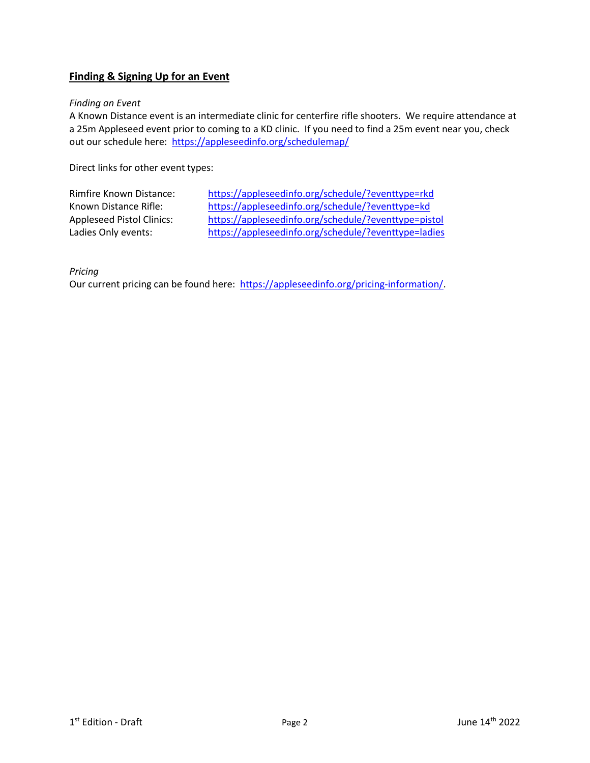## Finding & Signing Up for an Event

*Finding an Event*

A Known Distance event is an intermediate clinic for centerfire rifle shooters. We require attendance at a 25m Appleseed event prior to coming to a KD clinic. If you need to find a 25m event near you, check out our schedule here: https://appleseedinfo.org/schedulemap/

Direct links for other event types:

| | |
|---|---|
| Rimfire Known Distance: | https://appleseedinfo.org/schedule/?eventtype=rkd |
| Known Distance Rifle: | https://appleseedinfo.org/schedule/?eventtype=kd |
| Appleseed Pistol Clinics: | https://appleseedinfo.org/schedule/?eventtype=pistol |
| Ladies Only events: | https://appleseedinfo.org/schedule/?eventtype=ladies |

*Pricing*

Our current pricing can be found here: https://appleseedinfo.org/pricing-information/.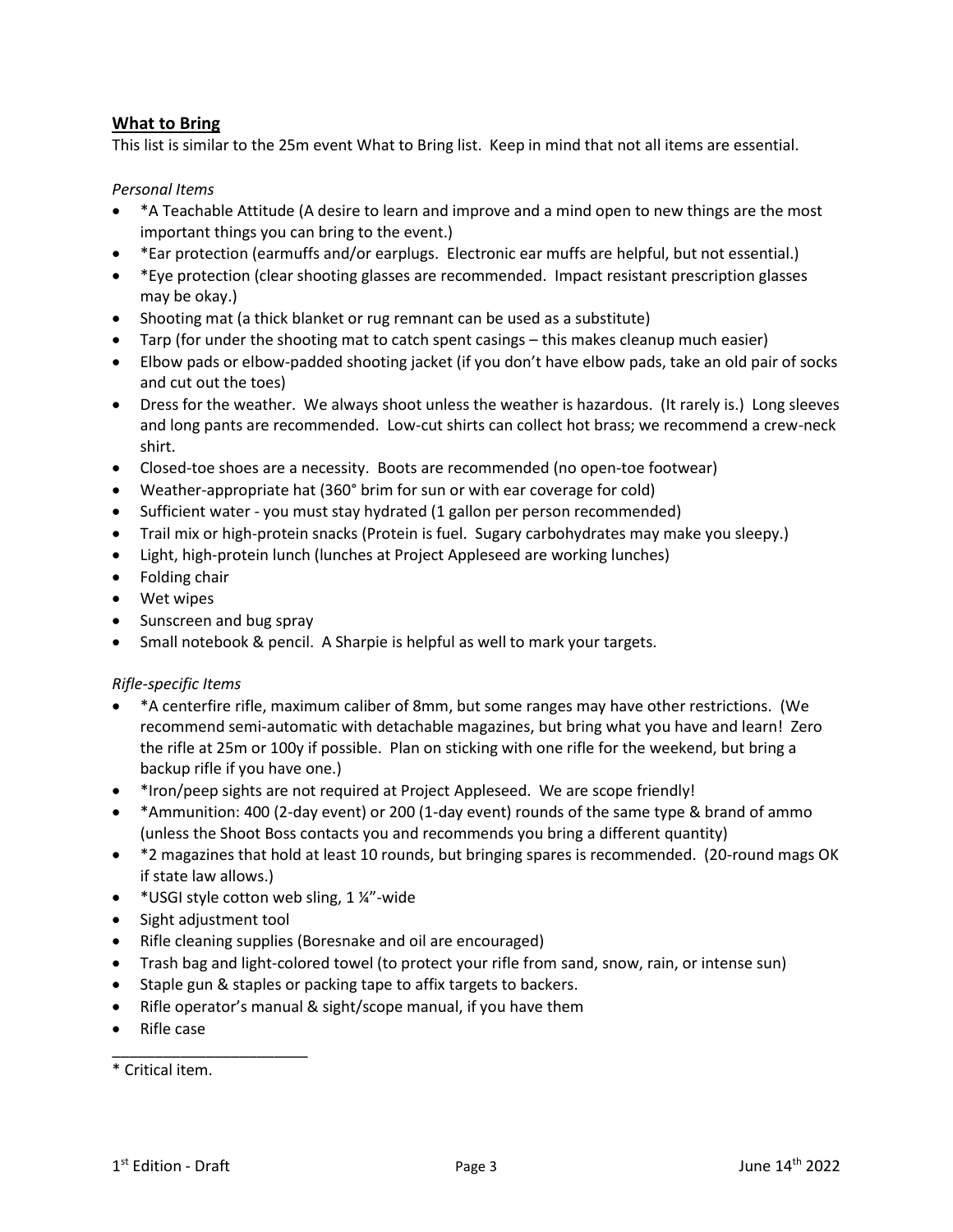## What to Bring

This list is similar to the 25m event What to Bring list. Keep in mind that not all items are essential.

*Personal Items*

- *A Teachable Attitude (A desire to learn and improve and a mind open to new things are the most important things you can bring to the event.)
- *Ear protection (earmuffs and/or earplugs. Electronic ear muffs are helpful, but not essential.)
- *Eye protection (clear shooting glasses are recommended. Impact resistant prescription glasses may be okay.)
- Shooting mat (a thick blanket or rug remnant can be used as a substitute)
- Tarp (for under the shooting mat to catch spent casings – this makes cleanup much easier)
- Elbow pads or elbow-padded shooting jacket (if you don't have elbow pads, take an old pair of socks and cut out the toes)
- Dress for the weather. We always shoot unless the weather is hazardous. (It rarely is.) Long sleeves and long pants are recommended. Low-cut shirts can collect hot brass; we recommend a crew-neck shirt.
- Closed-toe shoes are a necessity. Boots are recommended (no open-toe footwear)
- Weather-appropriate hat (360° brim for sun or with ear coverage for cold)
- Sufficient water - you must stay hydrated (1 gallon per person recommended)
- Trail mix or high-protein snacks (Protein is fuel. Sugary carbohydrates may make you sleepy.)
- Light, high-protein lunch (lunches at Project Appleseed are working lunches)
- Folding chair
- Wet wipes
- Sunscreen and bug spray
- Small notebook & pencil. A Sharpie is helpful as well to mark your targets.

*Rifle-specific Items*

- *A centerfire rifle, maximum caliber of 8mm, but some ranges may have other restrictions. (We recommend semi-automatic with detachable magazines, but bring what you have and learn! Zero the rifle at 25m or 100y if possible. Plan on sticking with one rifle for the weekend, but bring a backup rifle if you have one.)
- *Iron/peep sights are not required at Project Appleseed. We are scope friendly!
- *Ammunition: 400 (2-day event) or 200 (1-day event) rounds of the same type & brand of ammo (unless the Shoot Boss contacts you and recommends you bring a different quantity)
- *2 magazines that hold at least 10 rounds, but bringing spares is recommended. (20-round mags OK if state law allows.)
- *USGI style cotton web sling, 1 ¼"-wide
- Sight adjustment tool
- Rifle cleaning supplies (Boresnake and oil are encouraged)
- Trash bag and light-colored towel (to protect your rifle from sand, snow, rain, or intense sun)
- Staple gun & staples or packing tape to affix targets to backers.
- Rifle operator's manual & sight/scope manual, if you have them
- Rifle case

---

* Critical item.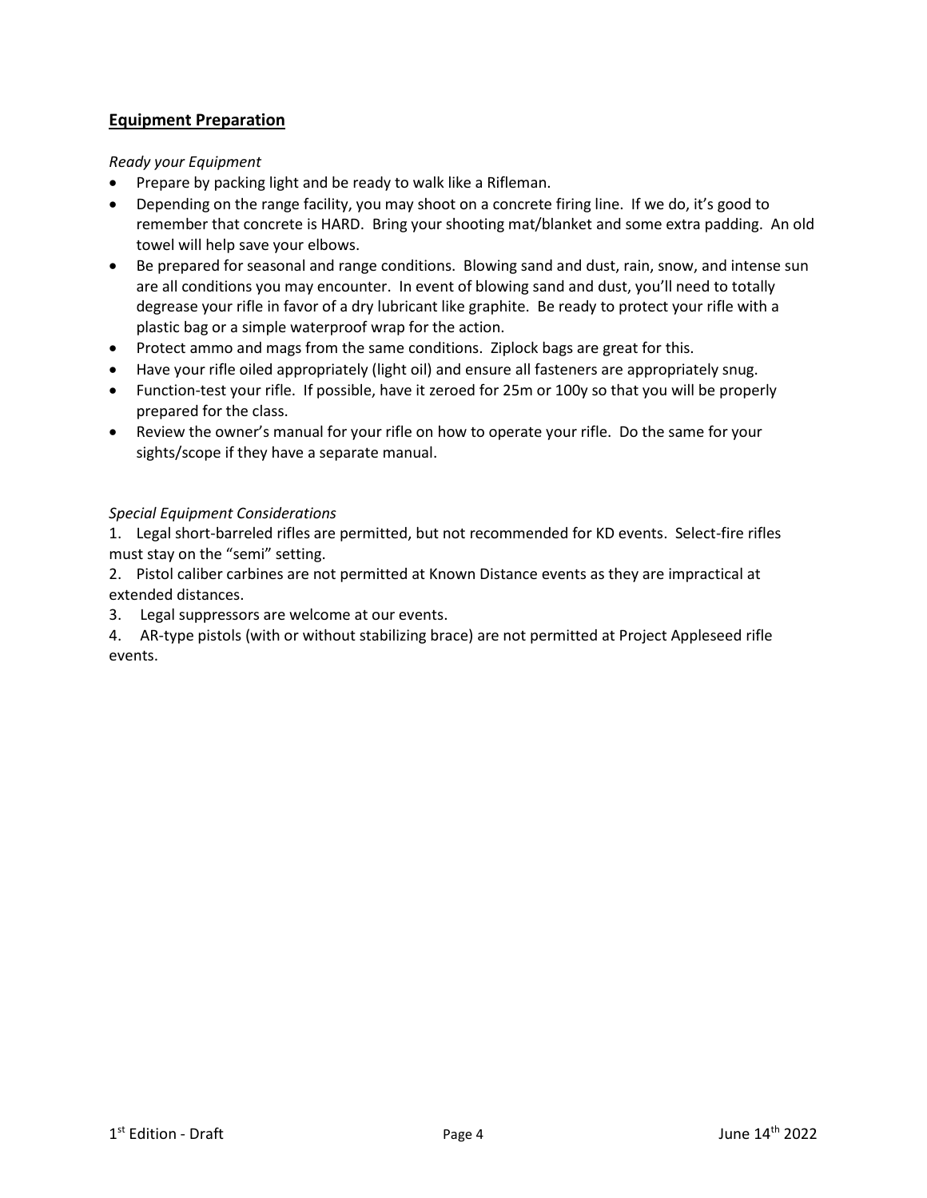## Equipment Preparation

*Ready your Equipment*

- Prepare by packing light and be ready to walk like a Rifleman.
- Depending on the range facility, you may shoot on a concrete firing line. If we do, it's good to remember that concrete is HARD. Bring your shooting mat/blanket and some extra padding. An old towel will help save your elbows.
- Be prepared for seasonal and range conditions. Blowing sand and dust, rain, snow, and intense sun are all conditions you may encounter. In event of blowing sand and dust, you'll need to totally degrease your rifle in favor of a dry lubricant like graphite. Be ready to protect your rifle with a plastic bag or a simple waterproof wrap for the action.
- Protect ammo and mags from the same conditions. Ziplock bags are great for this.
- Have your rifle oiled appropriately (light oil) and ensure all fasteners are appropriately snug.
- Function-test your rifle. If possible, have it zeroed for 25m or 100y so that you will be properly prepared for the class.
- Review the owner's manual for your rifle on how to operate your rifle. Do the same for your sights/scope if they have a separate manual.

*Special Equipment Considerations*

1. Legal short-barreled rifles are permitted, but not recommended for KD events. Select-fire rifles must stay on the "semi" setting.
2. Pistol caliber carbines are not permitted at Known Distance events as they are impractical at extended distances.
3. Legal suppressors are welcome at our events.
4. AR-type pistols (with or without stabilizing brace) are not permitted at Project Appleseed rifle events.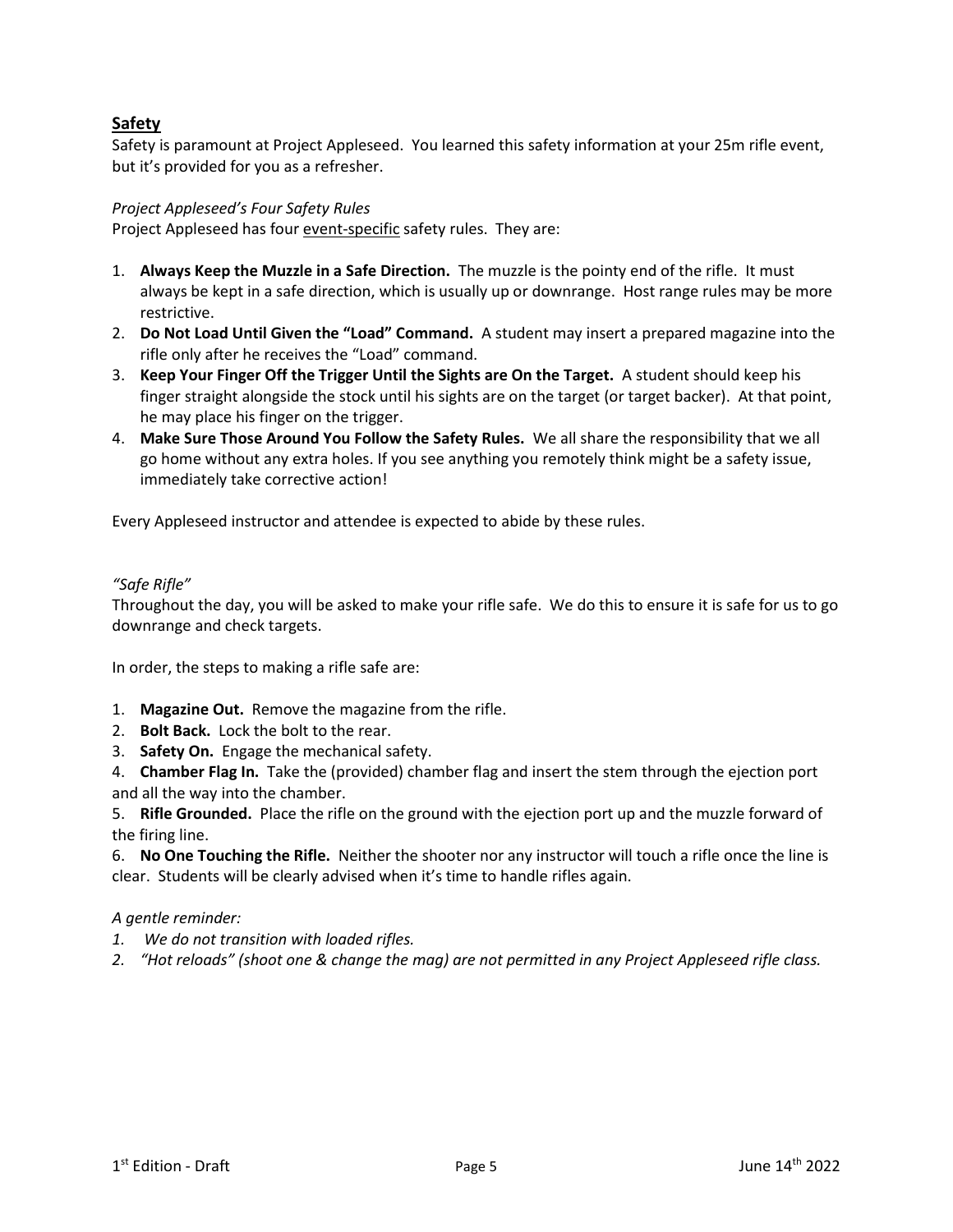## Safety

Safety is paramount at Project Appleseed. You learned this safety information at your 25m rifle event, but it's provided for you as a refresher.

*Project Appleseed's Four Safety Rules*

Project Appleseed has four event-specific safety rules. They are:

1. **Always Keep the Muzzle in a Safe Direction.** The muzzle is the pointy end of the rifle. It must always be kept in a safe direction, which is usually up or downrange. Host range rules may be more restrictive.
2. **Do Not Load Until Given the "Load" Command.** A student may insert a prepared magazine into the rifle only after he receives the "Load" command.
3. **Keep Your Finger Off the Trigger Until the Sights are On the Target.** A student should keep his finger straight alongside the stock until his sights are on the target (or target backer). At that point, he may place his finger on the trigger.
4. **Make Sure Those Around You Follow the Safety Rules.** We all share the responsibility that we all go home without any extra holes. If you see anything you remotely think might be a safety issue, immediately take corrective action!

Every Appleseed instructor and attendee is expected to abide by these rules.

*"Safe Rifle"*

Throughout the day, you will be asked to make your rifle safe. We do this to ensure it is safe for us to go downrange and check targets.

In order, the steps to making a rifle safe are:

1. **Magazine Out.** Remove the magazine from the rifle.
2. **Bolt Back.** Lock the bolt to the rear.
3. **Safety On.** Engage the mechanical safety.
4. **Chamber Flag In.** Take the (provided) chamber flag and insert the stem through the ejection port and all the way into the chamber.
5. **Rifle Grounded.** Place the rifle on the ground with the ejection port up and the muzzle forward of the firing line.
6. **No One Touching the Rifle.** Neither the shooter nor any instructor will touch a rifle once the line is clear. Students will be clearly advised when it's time to handle rifles again.

*A gentle reminder:*

1. *We do not transition with loaded rifles.*
2. *"Hot reloads" (shoot one & change the mag) are not permitted in any Project Appleseed rifle class.*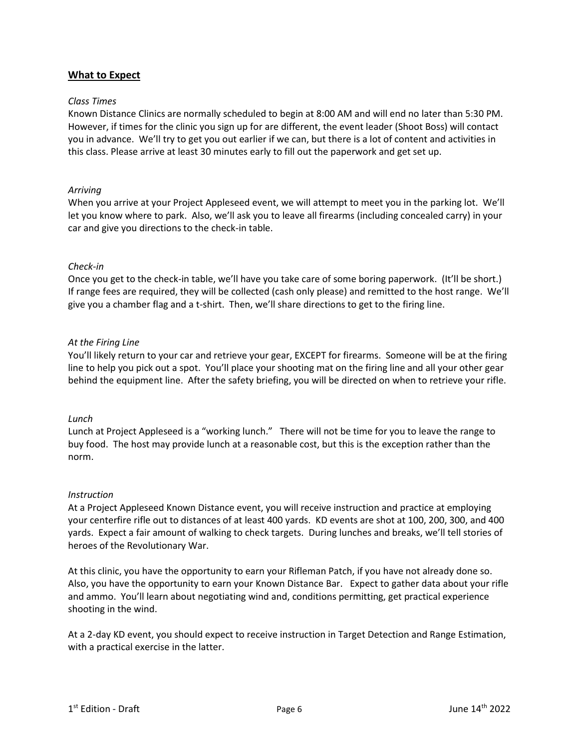## **What to Expect**

*Class Times*

Known Distance Clinics are normally scheduled to begin at 8:00 AM and will end no later than 5:30 PM. However, if times for the clinic you sign up for are different, the event leader (Shoot Boss) will contact you in advance. We'll try to get you out earlier if we can, but there is a lot of content and activities in this class. Please arrive at least 30 minutes early to fill out the paperwork and get set up.

*Arriving*

When you arrive at your Project Appleseed event, we will attempt to meet you in the parking lot. We'll let you know where to park. Also, we'll ask you to leave all firearms (including concealed carry) in your car and give you directions to the check-in table.

*Check-in*

Once you get to the check-in table, we'll have you take care of some boring paperwork. (It'll be short.) If range fees are required, they will be collected (cash only please) and remitted to the host range. We'll give you a chamber flag and a t-shirt. Then, we'll share directions to get to the firing line.

*At the Firing Line*

You'll likely return to your car and retrieve your gear, EXCEPT for firearms. Someone will be at the firing line to help you pick out a spot. You'll place your shooting mat on the firing line and all your other gear behind the equipment line. After the safety briefing, you will be directed on when to retrieve your rifle.

*Lunch*

Lunch at Project Appleseed is a "working lunch." There will not be time for you to leave the range to buy food. The host may provide lunch at a reasonable cost, but this is the exception rather than the norm.

*Instruction*

At a Project Appleseed Known Distance event, you will receive instruction and practice at employing your centerfire rifle out to distances of at least 400 yards. KD events are shot at 100, 200, 300, and 400 yards. Expect a fair amount of walking to check targets. During lunches and breaks, we'll tell stories of heroes of the Revolutionary War.

At this clinic, you have the opportunity to earn your Rifleman Patch, if you have not already done so. Also, you have the opportunity to earn your Known Distance Bar. Expect to gather data about your rifle and ammo. You'll learn about negotiating wind and, conditions permitting, get practical experience shooting in the wind.

At a 2-day KD event, you should expect to receive instruction in Target Detection and Range Estimation, with a practical exercise in the latter.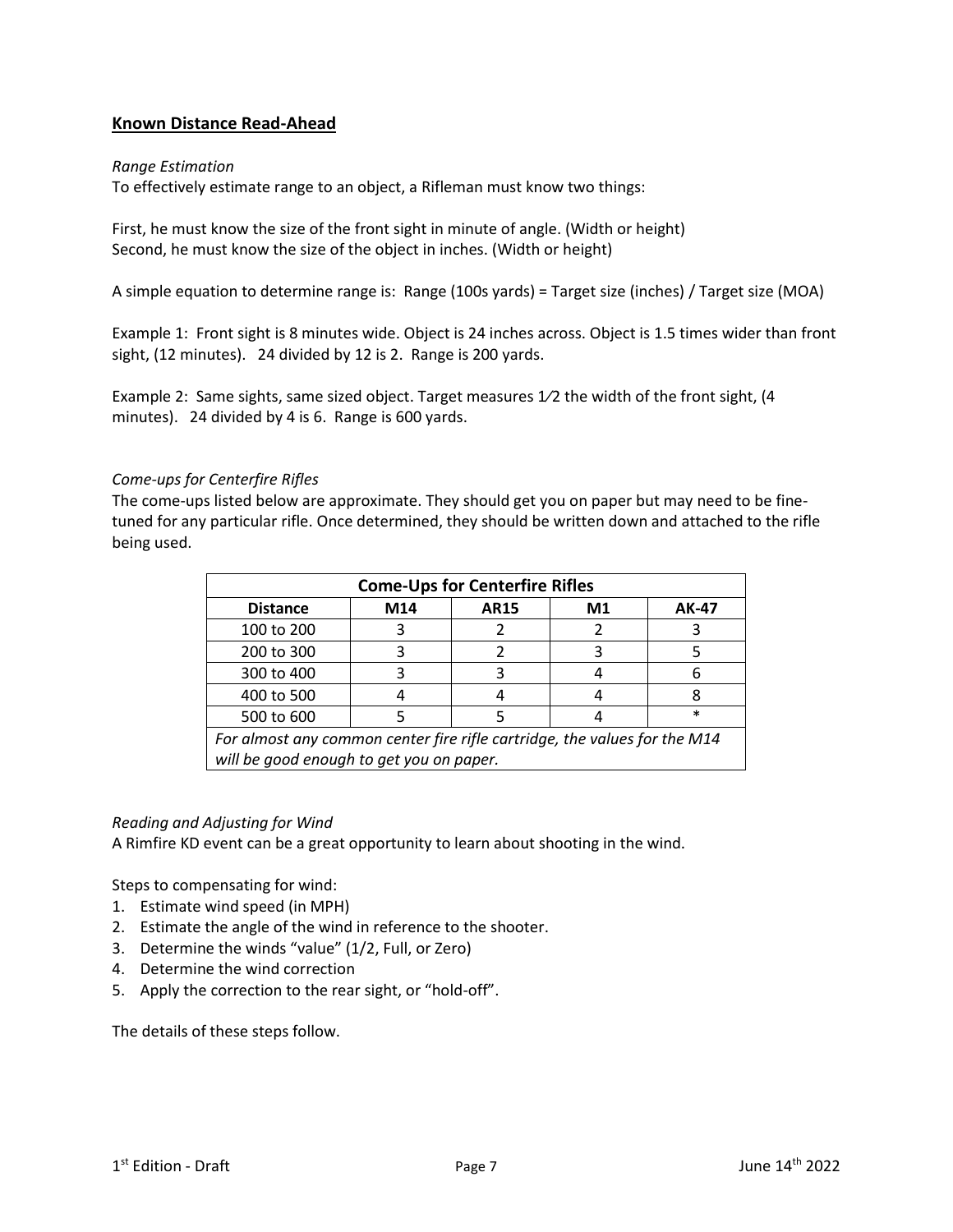## Known Distance Read-Ahead

*Range Estimation*

To effectively estimate range to an object, a Rifleman must know two things:

First, he must know the size of the front sight in minute of angle. (Width or height)
Second, he must know the size of the object in inches. (Width or height)

A simple equation to determine range is: Range (100s yards) = Target size (inches) / Target size (MOA)

Example 1: Front sight is 8 minutes wide. Object is 24 inches across. Object is 1.5 times wider than front sight, (12 minutes). 24 divided by 12 is 2. Range is 200 yards.

Example 2: Same sights, same sized object. Target measures 1⁄2 the width of the front sight, (4 minutes). 24 divided by 4 is 6. Range is 600 yards.

*Come-ups for Centerfire Rifles*

The come-ups listed below are approximate. They should get you on paper but may need to be fine-tuned for any particular rifle. Once determined, they should be written down and attached to the rifle being used.

| Come-Ups for Centerfire Rifles | | | | |
|---|---|---|---|---|
| **Distance** | **M14** | **AR15** | **M1** | **AK-47** |
| 100 to 200 | 3 | 2 | 2 | 3 |
| 200 to 300 | 3 | 2 | 3 | 5 |
| 300 to 400 | 3 | 3 | 4 | 6 |
| 400 to 500 | 4 | 4 | 4 | 8 |
| 500 to 600 | 5 | 5 | 4 | * |
| *For almost any common center fire rifle cartridge, the values for the M14 will be good enough to get you on paper.* | | | | |

*Reading and Adjusting for Wind*

A Rimfire KD event can be a great opportunity to learn about shooting in the wind.

Steps to compensating for wind:

1. Estimate wind speed (in MPH)
2. Estimate the angle of the wind in reference to the shooter.
3. Determine the winds "value" (1/2, Full, or Zero)
4. Determine the wind correction
5. Apply the correction to the rear sight, or "hold-off".

The details of these steps follow.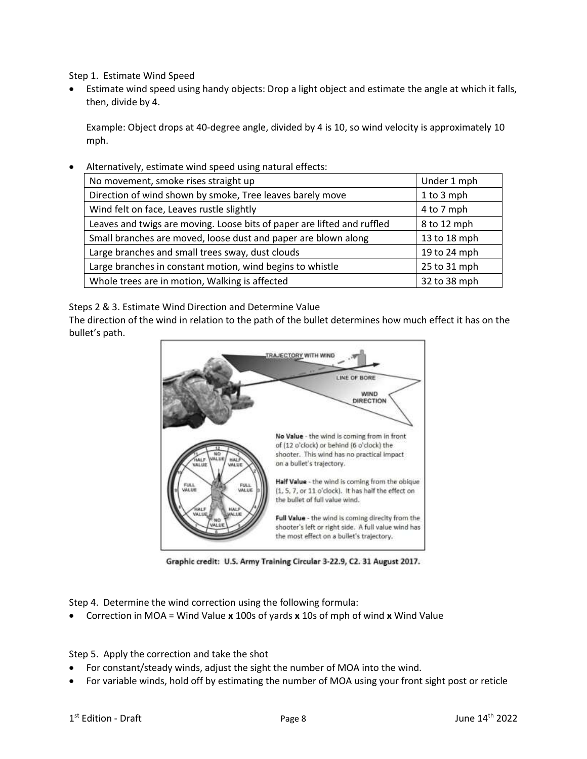Step 1. Estimate Wind Speed

- Estimate wind speed using handy objects: Drop a light object and estimate the angle at which it falls, then, divide by 4.

  Example: Object drops at 40-degree angle, divided by 4 is 10, so wind velocity is approximately 10 mph.

- Alternatively, estimate wind speed using natural effects:

| | |
|---|---|
| No movement, smoke rises straight up | Under 1 mph |
| Direction of wind shown by smoke, Tree leaves barely move | 1 to 3 mph |
| Wind felt on face, Leaves rustle slightly | 4 to 7 mph |
| Leaves and twigs are moving. Loose bits of paper are lifted and ruffled | 8 to 12 mph |
| Small branches are moved, loose dust and paper are blown along | 13 to 18 mph |
| Large branches and small trees sway, dust clouds | 19 to 24 mph |
| Large branches in constant motion, wind begins to whistle | 25 to 31 mph |
| Whole trees are in motion, Walking is affected | 32 to 38 mph |

Steps 2 & 3. Estimate Wind Direction and Determine Value

The direction of the wind in relation to the path of the bullet determines how much effect it has on the bullet's path.

TRAJECTORY WITH WIND

LINE OF BORE

WIND DIRECTION

**No Value** - the wind is coming from in front of (12 o'clock) or behind (6 o'clock) the shooter. This wind has no practical impact on a bullet's trajectory.

**Half Value** - the wind is coming from the oblique (1, 5, 7, or 11 o'clock). It has half the effect on the bullet of full value wind.

**Full Value** - the wind is coming direclty from the shooter's left or right side. A full value wind has the most effect on a bullet's trajectory.

**Graphic credit: U.S. Army Training Circular 3-22.9, C2. 31 August 2017.**

Step 4. Determine the wind correction using the following formula:

- Correction in MOA = Wind Value **x** 100s of yards **x** 10s of mph of wind **x** Wind Value

Step 5. Apply the correction and take the shot

- For constant/steady winds, adjust the sight the number of MOA into the wind.
- For variable winds, hold off by estimating the number of MOA using your front sight post or reticle